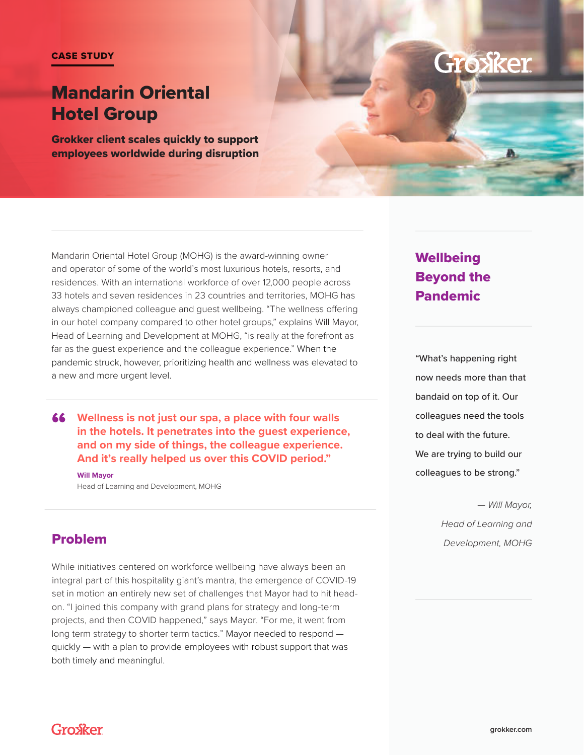CASE STUDY

# Mandarin Oriental Hotel Group

**Grokker client scales quickly to support employees worldwide during disruption**

Mandarin Oriental Hotel Group (MOHG) is the award-winning owner and operator of some of the world's most luxurious hotels, resorts, and residences. With an international workforce of over 12,000 people across 33 hotels and seven residences in 23 countries and territories, MOHG has always championed colleague and guest wellbeing. "The wellness offering in our hotel company compared to other hotel groups," explains Will Mayor, Head of Learning and Development at MOHG, "is really at the forefront as far as the guest experience and the colleague experience." When the pandemic struck, however, prioritizing health and wellness was elevated to a new and more urgent level.

> **"Wellness is not just our spa, a place with four walls in the hotels. It penetrates into the guest experience, and on my side of things, the colleague experience. And it's really helped us over this COVID period."**
>
> **Will Mayor**
> Head of Learning and Development, MOHG

## Problem

While initiatives centered on workforce wellbeing have always been an integral part of this hospitality giant's mantra, the emergence of COVID-19 set in motion an entirely new set of challenges that Mayor had to hit head-on. "I joined this company with grand plans for strategy and long-term projects, and then COVID happened," says Mayor. "For me, it went from long term strategy to shorter term tactics." Mayor needed to respond — quickly — with a plan to provide employees with robust support that was both timely and meaningful.

## Wellbeing Beyond the Pandemic

"What's happening right now needs more than that bandaid on top of it. Our colleagues need the tools to deal with the future. We are trying to build our colleagues to be strong."

*— Will Mayor, Head of Learning and Development, MOHG*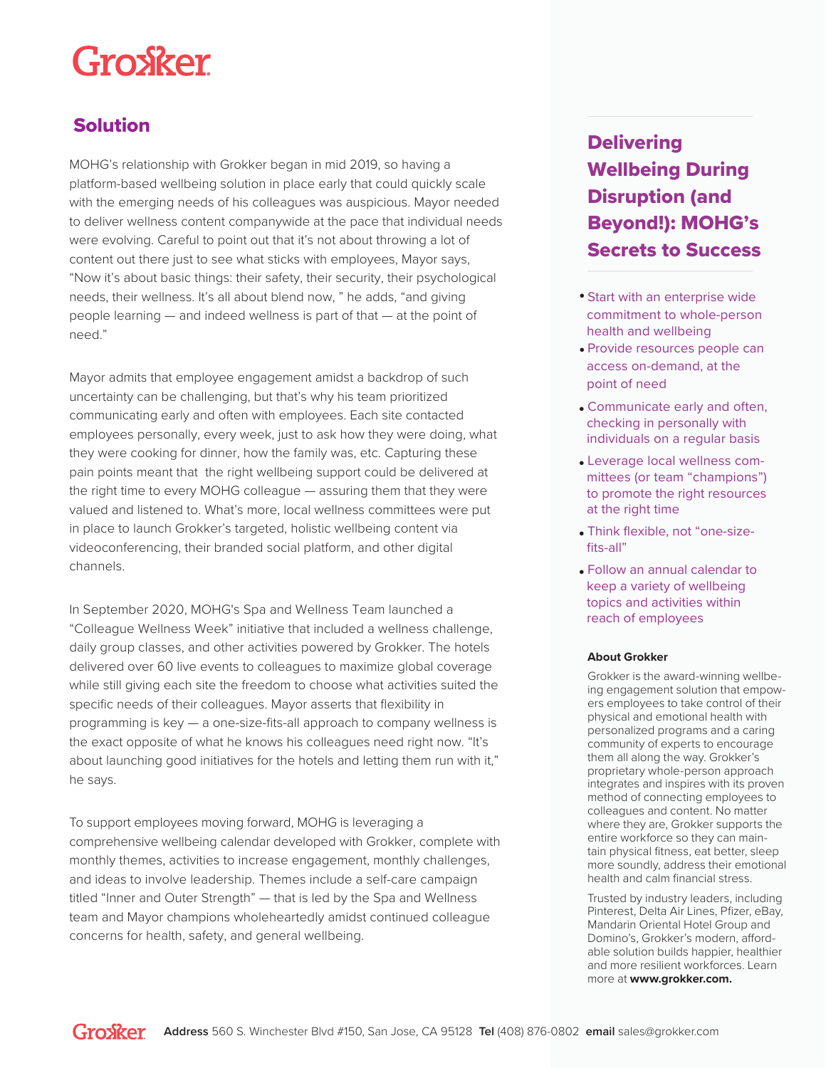## Solution

MOHG's relationship with Grokker began in mid 2019, so having a platform-based wellbeing solution in place early that could quickly scale with the emerging needs of his colleagues was auspicious. Mayor needed to deliver wellness content companywide at the pace that individual needs were evolving. Careful to point out that it's not about throwing a lot of content out there just to see what sticks with employees, Mayor says, "Now it's about basic things: their safety, their security, their psychological needs, their wellness. It's all about blend now, " he adds, "and giving people learning — and indeed wellness is part of that — at the point of need."

Mayor admits that employee engagement amidst a backdrop of such uncertainty can be challenging, but that's why his team prioritized communicating early and often with employees. Each site contacted employees personally, every week, just to ask how they were doing, what they were cooking for dinner, how the family was, etc. Capturing these pain points meant that the right wellbeing support could be delivered at the right time to every MOHG colleague — assuring them that they were valued and listened to. What's more, local wellness committees were put in place to launch Grokker's targeted, holistic wellbeing content via videoconferencing, their branded social platform, and other digital channels.

In September 2020, MOHG's Spa and Wellness Team launched a "Colleague Wellness Week" initiative that included a wellness challenge, daily group classes, and other activities powered by Grokker. The hotels delivered over 60 live events to colleagues to maximize global coverage while still giving each site the freedom to choose what activities suited the specific needs of their colleagues. Mayor asserts that flexibility in programming is key — a one-size-fits-all approach to company wellness is the exact opposite of what he knows his colleagues need right now. "It's about launching good initiatives for the hotels and letting them run with it," he says.

To support employees moving forward, MOHG is leveraging a comprehensive wellbeing calendar developed with Grokker, complete with monthly themes, activities to increase engagement, monthly challenges, and ideas to involve leadership. Themes include a self-care campaign titled "Inner and Outer Strength" — that is led by the Spa and Wellness team and Mayor champions wholeheartedly amidst continued colleague concerns for health, safety, and general wellbeing.

## Delivering Wellbeing During Disruption (and Beyond!): MOHG's Secrets to Success

- Start with an enterprise wide commitment to whole-person health and wellbeing
- Provide resources people can access on-demand, at the point of need
- Communicate early and often, checking in personally with individuals on a regular basis
- Leverage local wellness committees (or team "champions") to promote the right resources at the right time
- Think flexible, not "one-size-fits-all"
- Follow an annual calendar to keep a variety of wellbeing topics and activities within reach of employees

**About Grokker**

Grokker is the award-winning wellbeing engagement solution that empowers employees to take control of their physical and emotional health with personalized programs and a caring community of experts to encourage them all along the way. Grokker's proprietary whole-person approach integrates and inspires with its proven method of connecting employees to colleagues and content. No matter where they are, Grokker supports the entire workforce so they can maintain physical fitness, eat better, sleep more soundly, address their emotional health and calm financial stress.

Trusted by industry leaders, including Pinterest, Delta Air Lines, Pfizer, eBay, Mandarin Oriental Hotel Group and Domino's, Grokker's modern, affordable solution builds happier, healthier and more resilient workforces. Learn more at **www.grokker.com.**

**Address** 560 S. Winchester Blvd #150, San Jose, CA 95128 **Tel** (408) 876-0802 **email** sales@grokker.com